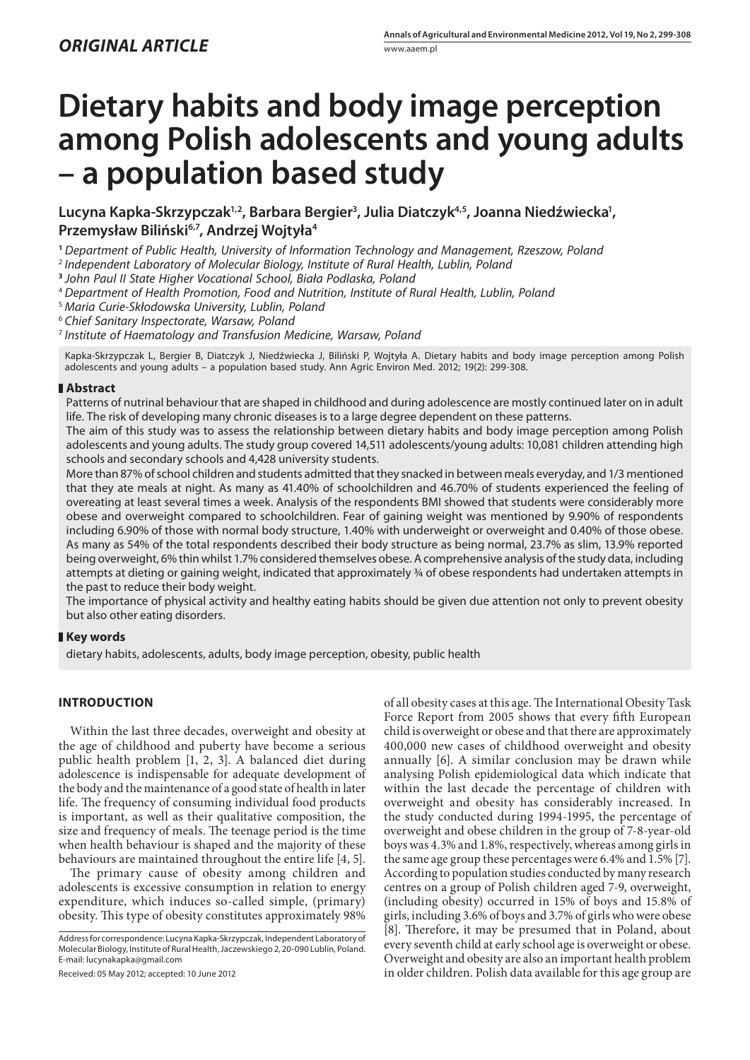*ORIGINAL ARTICLE*

# Dietary habits and body image perception among Polish adolescents and young adults – a population based study

**Lucyna Kapka-Skrzypczak[1,2], Barbara Bergier[3], Julia Diatczyk[4,5], Joanna Niedźwiecka[1], Przemysław Biliński[6,7], Andrzej Wojtyła[4]**

[1] *Department of Public Health, University of Information Technology and Management, Rzeszow, Poland*
[2] *Independent Laboratory of Molecular Biology, Institute of Rural Health, Lublin, Poland*
[3] *John Paul II State Higher Vocational School, Biała Podlaska, Poland*
[4] *Department of Health Promotion, Food and Nutrition, Institute of Rural Health, Lublin, Poland*
[5] *Maria Curie-Skłodowska University, Lublin, Poland*
[6] *Chief Sanitary Inspectorate, Warsaw, Poland*
[7] *Institute of Haematology and Transfusion Medicine, Warsaw, Poland*

Kapka-Skrzypczak L, Bergier B, Diatczyk J, Niedźwiecka J, Biliński P, Wojtyła A. Dietary habits and body image perception among Polish adolescents and young adults – a population based study. Ann Agric Environ Med. 2012; 19(2): 299-308.

## Abstract

Patterns of nutrinal behaviour that are shaped in childhood and during adolescence are mostly continued later on in adult life. The risk of developing many chronic diseases is to a large degree dependent on these patterns.

The aim of this study was to assess the relationship between dietary habits and body image perception among Polish adolescents and young adults. The study group covered 14,511 adolescents/young adults: 10,081 children attending high schools and secondary schools and 4,428 university students.

More than 87% of school children and students admitted that they snacked in between meals everyday, and 1/3 mentioned that they ate meals at night. As many as 41.40% of schoolchildren and 46.70% of students experienced the feeling of overeating at least several times a week. Analysis of the respondents BMI showed that students were considerably more obese and overweight compared to schoolchildren. Fear of gaining weight was mentioned by 9.90% of respondents including 6.90% of those with normal body structure, 1.40% with underweight or overweight and 0.40% of those obese. As many as 54% of the total respondents described their body structure as being normal, 23.7% as slim, 13.9% reported being overweight, 6% thin whilst 1.7% considered themselves obese. A comprehensive analysis of the study data, including attempts at dieting or gaining weight, indicated that approximately ¾ of obese respondents had undertaken attempts in the past to reduce their body weight.

The importance of physical activity and healthy eating habits should be given due attention not only to prevent obesity but also other eating disorders.

## Key words

dietary habits, adolescents, adults, body image perception, obesity, public health

## INTRODUCTION

Within the last three decades, overweight and obesity at the age of childhood and puberty have become a serious public health problem [1, 2, 3]. A balanced diet during adolescence is indispensable for adequate development of the body and the maintenance of a good state of health in later life. The frequency of consuming individual food products is important, as well as their qualitative composition, the size and frequency of meals. The teenage period is the time when health behaviour is shaped and the majority of these behaviours are maintained throughout the entire life [4, 5].

The primary cause of obesity among children and adolescents is excessive consumption in relation to energy expenditure, which induces so-called simple, (primary) obesity. This type of obesity constitutes approximately 98% of all obesity cases at this age. The International Obesity Task Force Report from 2005 shows that every fifth European child is overweight or obese and that there are approximately 400,000 new cases of childhood overweight and obesity annually [6]. A similar conclusion may be drawn while analysing Polish epidemiological data which indicate that within the last decade the percentage of children with overweight and obesity has considerably increased. In the study conducted during 1994-1995, the percentage of overweight and obese children in the group of 7-8-year-old boys was 4.3% and 1.8%, respectively, whereas among girls in the same age group these percentages were 6.4% and 1.5% [7]. According to population studies conducted by many research centres on a group of Polish children aged 7-9, overweight, (including obesity) occurred in 15% of boys and 15.8% of girls, including 3.6% of boys and 3.7% of girls who were obese [8]. Therefore, it may be presumed that in Poland, about every seventh child at early school age is overweight or obese. Overweight and obesity are also an important health problem in older children. Polish data available for this age group are

Address for correspondence: Lucyna Kapka-Skrzypczak, Independent Laboratory of Molecular Biology, Institute of Rural Health, Jaczewskiego 2, 20-090 Lublin, Poland. E-mail: lucynakapka@gmail.com

Received: 05 May 2012; accepted: 10 June 2012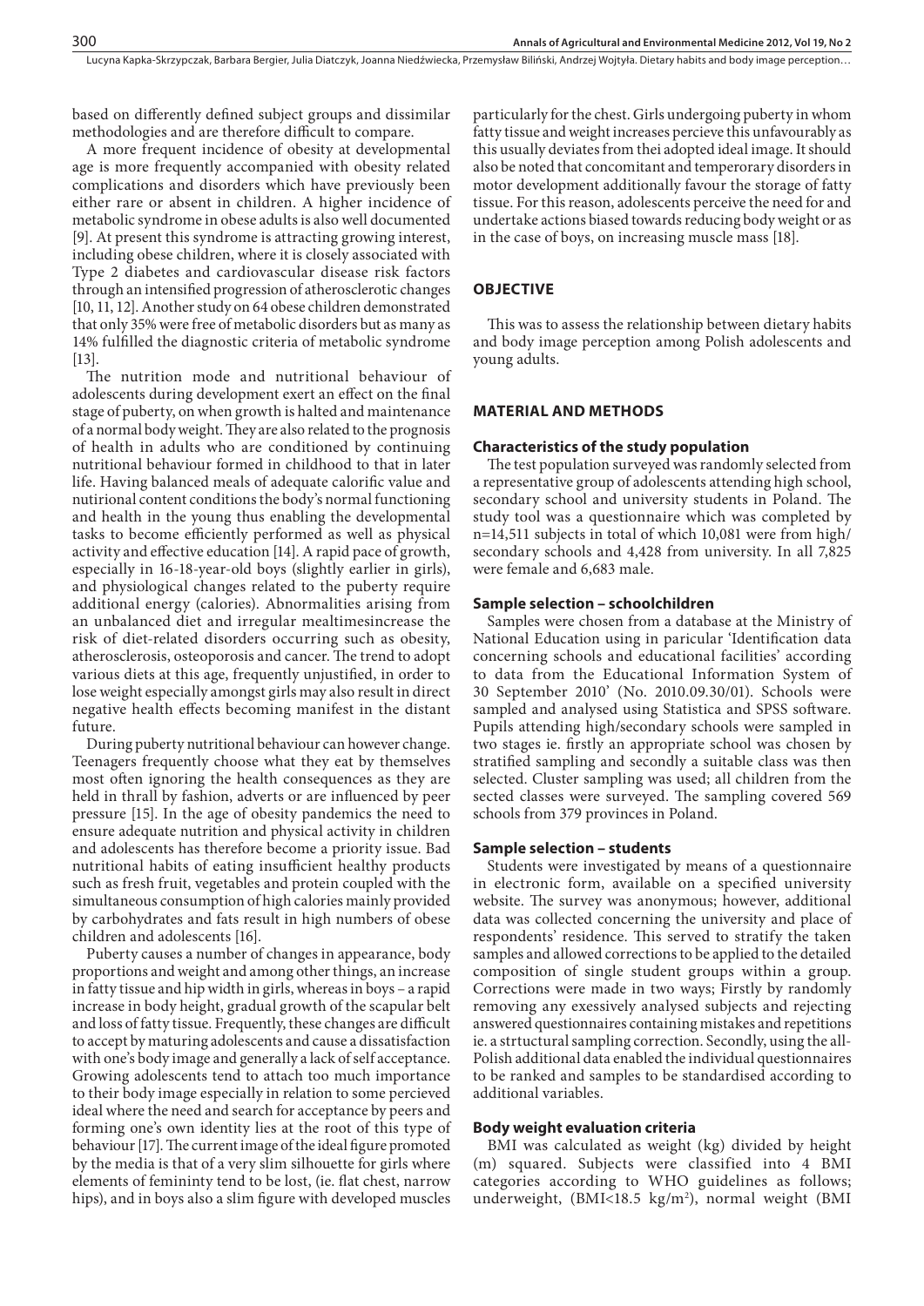based on differently defined subject groups and dissimilar methodologies and are therefore difficult to compare.

A more frequent incidence of obesity at developmental age is more frequently accompanied with obesity related complications and disorders which have previously been either rare or absent in children. A higher incidence of metabolic syndrome in obese adults is also well documented [9]. At present this syndrome is attracting growing interest, including obese children, where it is closely associated with Type 2 diabetes and cardiovascular disease risk factors through an intensified progression of atherosclerotic changes [10, 11, 12]. Another study on 64 obese children demonstrated that only 35% were free of metabolic disorders but as many as 14% fulfilled the diagnostic criteria of metabolic syndrome [13].

The nutrition mode and nutritional behaviour of adolescents during development exert an effect on the final stage of puberty, on when growth is halted and maintenance of a normal body weight. They are also related to the prognosis of health in adults who are conditioned by continuing nutritional behaviour formed in childhood to that in later life. Having balanced meals of adequate calorific value and nutirional content conditions the body's normal functioning and health in the young thus enabling the developmental tasks to become efficiently performed as well as physical activity and effective education [14]. A rapid pace of growth, especially in 16-18-year-old boys (slightly earlier in girls), and physiological changes related to the puberty require additional energy (calories). Abnormalities arising from an unbalanced diet and irregular mealtimesincrease the risk of diet-related disorders occurring such as obesity, atherosclerosis, osteoporosis and cancer. The trend to adopt various diets at this age, frequently unjustified, in order to lose weight especially amongst girls may also result in direct negative health effects becoming manifest in the distant future.

During puberty nutritional behaviour can however change. Teenagers frequently choose what they eat by themselves most often ignoring the health consequences as they are held in thrall by fashion, adverts or are influenced by peer pressure [15]. In the age of obesity pandemics the need to ensure adequate nutrition and physical activity in children and adolescents has therefore become a priority issue. Bad nutritional habits of eating insufficient healthy products such as fresh fruit, vegetables and protein coupled with the simultaneous consumption of high calories mainly provided by carbohydrates and fats result in high numbers of obese children and adolescents [16].

Puberty causes a number of changes in appearance, body proportions and weight and among other things, an increase in fatty tissue and hip width in girls, whereas in boys – a rapid increase in body height, gradual growth of the scapular belt and loss of fatty tissue. Frequently, these changes are difficult to accept by maturing adolescents and cause a dissatisfaction with one's body image and generally a lack of self acceptance. Growing adolescents tend to attach too much importance to their body image especially in relation to some percieved ideal where the need and search for acceptance by peers and forming one's own identity lie at the root of this type of behaviour [17]. The current image of the ideal figure promoted by the media is that of a very slim silhouette for girls where elements of femininty tend to be lost, (ie. flat chest, narrow hips), and in boys also a slim figure with developed muscles particularly for the chest. Girls undergoing puberty in whom fatty tissue and weight increases percieve this unfavourably as this usually deviates from thei adopted ideal image. It should also be noted that concomitant and temperorary disorders in motor development additionally favour the storage of fatty tissue. For this reason, adolescents perceive the need for and undertake actions biased towards reducing body weight or as in the case of boys, on increasing muscle mass [18].

## OBJECTIVE

This was to assess the relationship between dietary habits and body image perception among Polish adolescents and young adults.

## MATERIAL AND METHODS

### Characteristics of the study population

The test population surveyed was randomly selected from a representative group of adolescents attending high school, secondary school and university students in Poland. The study tool was a questionnaire which was completed by n=14,511 subjects in total of which 10,081 were from high/secondary schools and 4,428 from university. In all 7,825 were female and 6,683 male.

### Sample selection – schoolchildren

Samples were chosen from a database at the Ministry of National Education using in paricular 'Identification data concerning schools and educational facilities' according to data from the Educational Information System of 30 September 2010' (No. 2010.09.30/01). Schools were sampled and analysed using Statistica and SPSS software. Pupils attending high/secondary schools were sampled in two stages ie. firstly an appropriate school was chosen by stratified sampling and secondly a suitable class was then selected. Cluster sampling was used; all children from the sected classes were surveyed. The sampling covered 569 schools from 379 provinces in Poland.

### Sample selection – students

Students were investigated by means of a questionnaire in electronic form, available on a specified university website. The survey was anonymous; however, additional data was collected concerning the university and place of respondents' residence. This served to stratify the taken samples and allowed corrections to be applied to the detailed composition of single student groups within a group. Corrections were made in two ways; Firstly by randomly removing any exessively analysed subjects and rejecting answered questionnaires containing mistakes and repetitions ie. a strtuctural sampling correction. Secondly, using the all-Polish additional data enabled the individual questionnaires to be ranked and samples to be standardised according to additional variables.

### Body weight evaluation criteria

BMI was calculated as weight (kg) divided by height (m) squared. Subjects were classified into 4 BMI categories according to WHO guidelines as follows; underweight, (BMI<18.5 kg/m$^2$), normal weight (BMI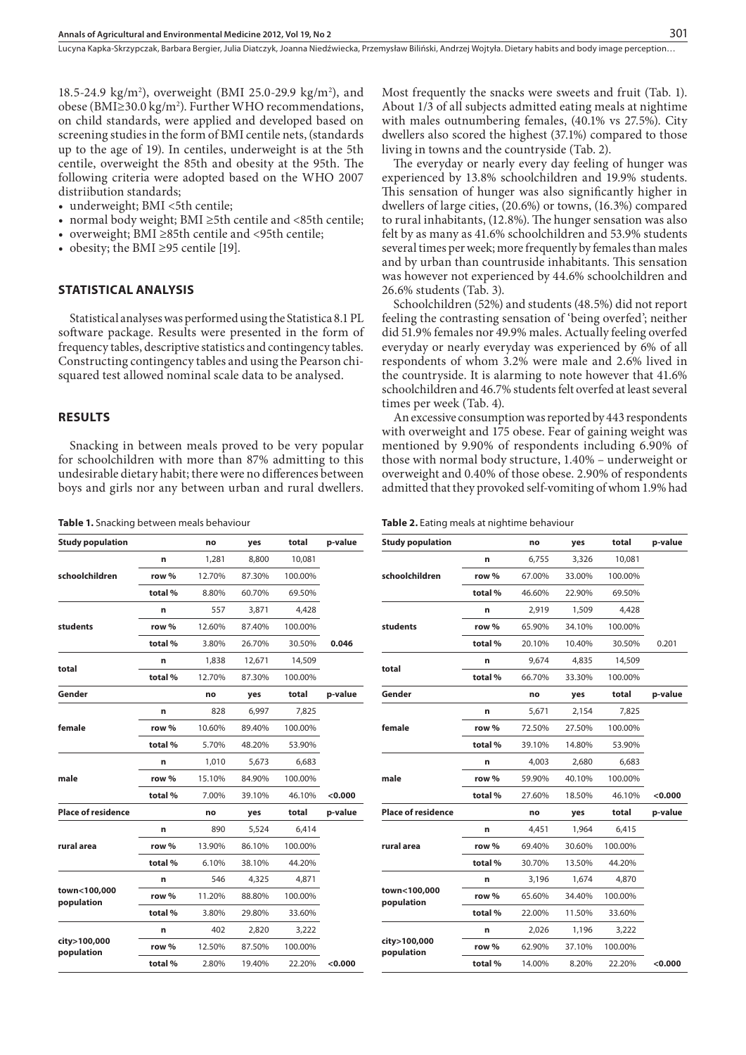18.5-24.9 kg/m$^2$), overweight (BMI 25.0-29.9 kg/m$^2$), and obese (BMI≥30.0 kg/m$^2$). Further WHO recommendations, on child standards, were applied and developed based on screening studies in the form of BMI centile nets, (standards up to the age of 19). In centiles, underweight is at the 5th centile, overweight the 85th and obesity at the 95th. The following criteria were adopted based on the WHO 2007 distriibution standards;

- underweight; BMI <5th centile;
- normal body weight; BMI ≥5th centile and <85th centile;
- overweight; BMI ≥85th centile and <95th centile;
- obesity; the BMI ≥95 centile [19].

## STATISTICAL ANALYSIS

Statistical analyses was performed using the Statistica 8.1 PL software package. Results were presented in the form of frequency tables, descriptive statistics and contingency tables. Constructing contingency tables and using the Pearson chi-squared test allowed nominal scale data to be analysed.

## RESULTS

Snacking in between meals proved to be very popular for schoolchildren with more than 87% admitting to this undesirable dietary habit; there were no differences between boys and girls nor any between urban and rural dwellers. Most frequently the snacks were sweets and fruit (Tab. 1). About 1/3 of all subjects admitted eating meals at nighttime with males outnumbering females, (40.1% vs 27.5%). City dwellers also scored the highest (37.1%) compared to those living in towns and the countryside (Tab. 2).

The everyday or nearly every day feeling of hunger was experienced by 13.8% schoolchildren and 19.9% students. This sensation of hunger was also significantly higher in dwellers of large cities, (20.6%) or towns, (16.3%) compared to rural inhabitants, (12.8%). The hunger sensation was also felt by as many as 41.6% schoolchildren and 53.9% students several times per week; more frequently by females than males and by urban than countruside inhabitants. This sensation was however not experienced by 44.6% schoolchildren and 26.6% students (Tab. 3).

Schoolchildren (52%) and students (48.5%) did not report feeling the contrasting sensation of 'being overfed'; neither did 51.9% females nor 49.9% males. Actually feeling overfed everyday or nearly everyday was experienced by 6% of all respondents of whom 3.2% were male and 2.6% lived in the countryside. It is alarming to note however that 41.6% schoolchildren and 46.7% students felt overfed at least several times per week (Tab. 4).

An excessive consumption was reported by 443 respondents with overweight and 175 obese. Fear of gaining weight was mentioned by 9.90% of respondents including 6.90% of those with normal body structure, 1.40% – underweight or overweight and 0.40% of those obese. 2.90% of respondents admitted that they provoked self-vomiting of whom 1.9% had

**Table 1.** Snacking between meals behaviour

| Study population | | no | yes | total | p-value |
|---|---|---|---|---|---|
| schoolchildren | n | 1,281 | 8,800 | 10,081 | |
| | row % | 12.70% | 87.30% | 100.00% | |
| | total % | 8.80% | 60.70% | 69.50% | |
| students | n | 557 | 3,871 | 4,428 | |
| | row % | 12.60% | 87.40% | 100.00% | |
| | total % | 3.80% | 26.70% | 30.50% | **0.046** |
| total | n | 1,838 | 12,671 | 14,509 | |
| | total % | 12.70% | 87.30% | 100.00% | |
| **Gender** | | no | yes | total | p-value |
| female | n | 828 | 6,997 | 7,825 | |
| | row % | 10.60% | 89.40% | 100.00% | |
| | total % | 5.70% | 48.20% | 53.90% | |
| male | n | 1,010 | 5,673 | 6,683 | |
| | row % | 15.10% | 84.90% | 100.00% | |
| | total % | 7.00% | 39.10% | 46.10% | **<0.000** |
| **Place of residence** | | no | yes | total | p-value |
| rural area | n | 890 | 5,524 | 6,414 | |
| | row % | 13.90% | 86.10% | 100.00% | |
| | total % | 6.10% | 38.10% | 44.20% | |
| town<100,000 population | n | 546 | 4,325 | 4,871 | |
| | row % | 11.20% | 88.80% | 100.00% | |
| | total % | 3.80% | 29.80% | 33.60% | |
| city>100,000 population | n | 402 | 2,820 | 3,222 | |
| | row % | 12.50% | 87.50% | 100.00% | |
| | total % | 2.80% | 19.40% | 22.20% | **<0.000** |

**Table 2.** Eating meals at nightime behaviour

| Study population | | no | yes | total | p-value |
|---|---|---|---|---|---|
| schoolchildren | n | 6,755 | 3,326 | 10,081 | |
| | row % | 67.00% | 33.00% | 100.00% | |
| | total % | 46.60% | 22.90% | 69.50% | |
| students | n | 2,919 | 1,509 | 4,428 | |
| | row % | 65.90% | 34.10% | 100.00% | |
| | total % | 20.10% | 10.40% | 30.50% | 0.201 |
| total | n | 9,674 | 4,835 | 14,509 | |
| | total % | 66.70% | 33.30% | 100.00% | |
| **Gender** | | no | yes | total | p-value |
| female | n | 5,671 | 2,154 | 7,825 | |
| | row % | 72.50% | 27.50% | 100.00% | |
| | total % | 39.10% | 14.80% | 53.90% | |
| male | n | 4,003 | 2,680 | 6,683 | |
| | row % | 59.90% | 40.10% | 100.00% | |
| | total % | 27.60% | 18.50% | 46.10% | **<0.000** |
| **Place of residence** | | no | yes | total | p-value |
| rural area | n | 4,451 | 1,964 | 6,415 | |
| | row % | 69.40% | 30.60% | 100.00% | |
| | total % | 30.70% | 13.50% | 44.20% | |
| town<100,000 population | n | 3,196 | 1,674 | 4,870 | |
| | row % | 65.60% | 34.40% | 100.00% | |
| | total % | 22.00% | 11.50% | 33.60% | |
| city>100,000 population | n | 2,026 | 1,196 | 3,222 | |
| | row % | 62.90% | 37.10% | 100.00% | |
| | total % | 14.00% | 8.20% | 22.20% | **<0.000** |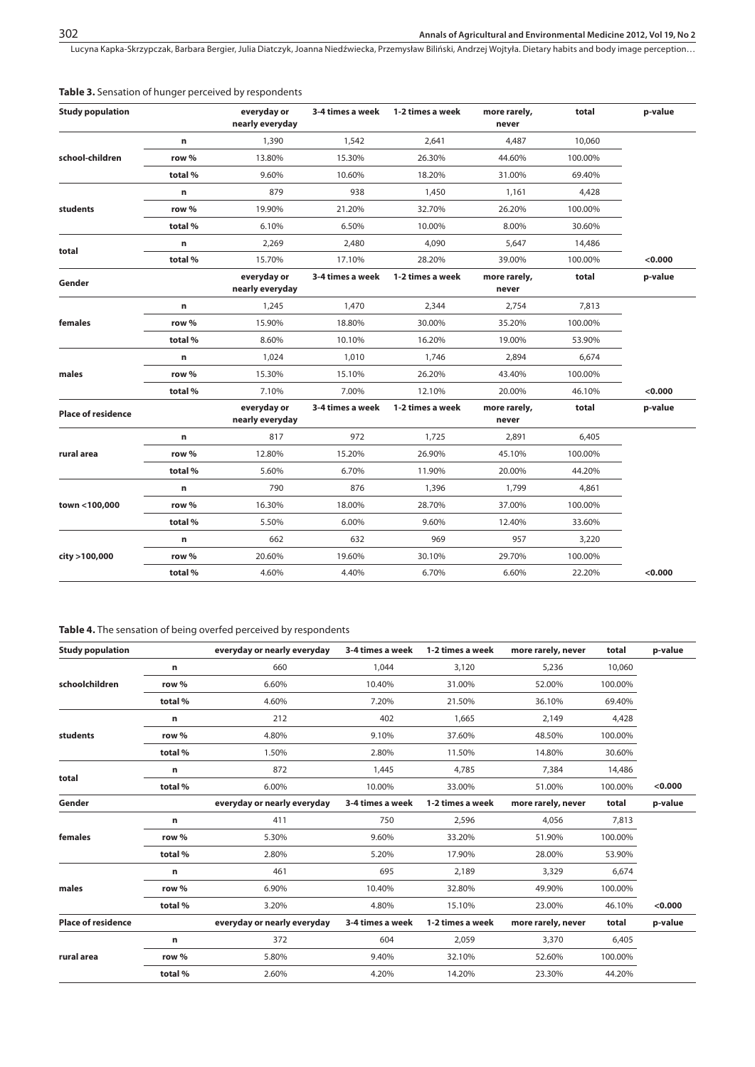**Table 3.** Sensation of hunger perceived by respondents

| Study population | | everyday or nearly everyday | 3-4 times a week | 1-2 times a week | more rarely, never | total | p-value |
|---|---|---|---|---|---|---|---|
| school-children | n | 1,390 | 1,542 | 2,641 | 4,487 | 10,060 | |
| | row % | 13.80% | 15.30% | 26.30% | 44.60% | 100.00% | |
| | total % | 9.60% | 10.60% | 18.20% | 31.00% | 69.40% | |
| students | n | 879 | 938 | 1,450 | 1,161 | 4,428 | |
| | row % | 19.90% | 21.20% | 32.70% | 26.20% | 100.00% | |
| | total % | 6.10% | 6.50% | 10.00% | 8.00% | 30.60% | |
| total | n | 2,269 | 2,480 | 4,090 | 5,647 | 14,486 | |
| | total % | 15.70% | 17.10% | 28.20% | 39.00% | 100.00% | <0.000 |
| **Gender** | | **everyday or nearly everyday** | **3-4 times a week** | **1-2 times a week** | **more rarely, never** | **total** | **p-value** |
| females | n | 1,245 | 1,470 | 2,344 | 2,754 | 7,813 | |
| | row % | 15.90% | 18.80% | 30.00% | 35.20% | 100.00% | |
| | total % | 8.60% | 10.10% | 16.20% | 19.00% | 53.90% | |
| males | n | 1,024 | 1,010 | 1,746 | 2,894 | 6,674 | |
| | row % | 15.30% | 15.10% | 26.20% | 43.40% | 100.00% | |
| | total % | 7.10% | 7.00% | 12.10% | 20.00% | 46.10% | <0.000 |
| **Place of residence** | | **everyday or nearly everyday** | **3-4 times a week** | **1-2 times a week** | **more rarely, never** | **total** | **p-value** |
| rural area | n | 817 | 972 | 1,725 | 2,891 | 6,405 | |
| | row % | 12.80% | 15.20% | 26.90% | 45.10% | 100.00% | |
| | total % | 5.60% | 6.70% | 11.90% | 20.00% | 44.20% | |
| town <100,000 | n | 790 | 876 | 1,396 | 1,799 | 4,861 | |
| | row % | 16.30% | 18.00% | 28.70% | 37.00% | 100.00% | |
| | total % | 5.50% | 6.00% | 9.60% | 12.40% | 33.60% | |
| city >100,000 | n | 662 | 632 | 969 | 957 | 3,220 | |
| | row % | 20.60% | 19.60% | 30.10% | 29.70% | 100.00% | |
| | total % | 4.60% | 4.40% | 6.70% | 6.60% | 22.20% | <0.000 |

**Table 4.** The sensation of being overfed perceived by respondents

| Study population | | everyday or nearly everyday | 3-4 times a week | 1-2 times a week | more rarely, never | total | p-value |
|---|---|---|---|---|---|---|---|
| schoolchildren | n | 660 | 1,044 | 3,120 | 5,236 | 10,060 | |
| | row % | 6.60% | 10.40% | 31.00% | 52.00% | 100.00% | |
| | total % | 4.60% | 7.20% | 21.50% | 36.10% | 69.40% | |
| students | n | 212 | 402 | 1,665 | 2,149 | 4,428 | |
| | row % | 4.80% | 9.10% | 37.60% | 48.50% | 100.00% | |
| | total % | 1.50% | 2.80% | 11.50% | 14.80% | 30.60% | |
| total | n | 872 | 1,445 | 4,785 | 7,384 | 14,486 | |
| | total % | 6.00% | 10.00% | 33.00% | 51.00% | 100.00% | <0.000 |
| **Gender** | | **everyday or nearly everyday** | **3-4 times a week** | **1-2 times a week** | **more rarely, never** | **total** | **p-value** |
| females | n | 411 | 750 | 2,596 | 4,056 | 7,813 | |
| | row % | 5.30% | 9.60% | 33.20% | 51.90% | 100.00% | |
| | total % | 2.80% | 5.20% | 17.90% | 28.00% | 53.90% | |
| males | n | 461 | 695 | 2,189 | 3,329 | 6,674 | |
| | row % | 6.90% | 10.40% | 32.80% | 49.90% | 100.00% | |
| | total % | 3.20% | 4.80% | 15.10% | 23.00% | 46.10% | <0.000 |
| **Place of residence** | | **everyday or nearly everyday** | **3-4 times a week** | **1-2 times a week** | **more rarely, never** | **total** | **p-value** |
| rural area | n | 372 | 604 | 2,059 | 3,370 | 6,405 | |
| | row % | 5.80% | 9.40% | 32.10% | 52.60% | 100.00% | |
| | total % | 2.60% | 4.20% | 14.20% | 23.30% | 44.20% | |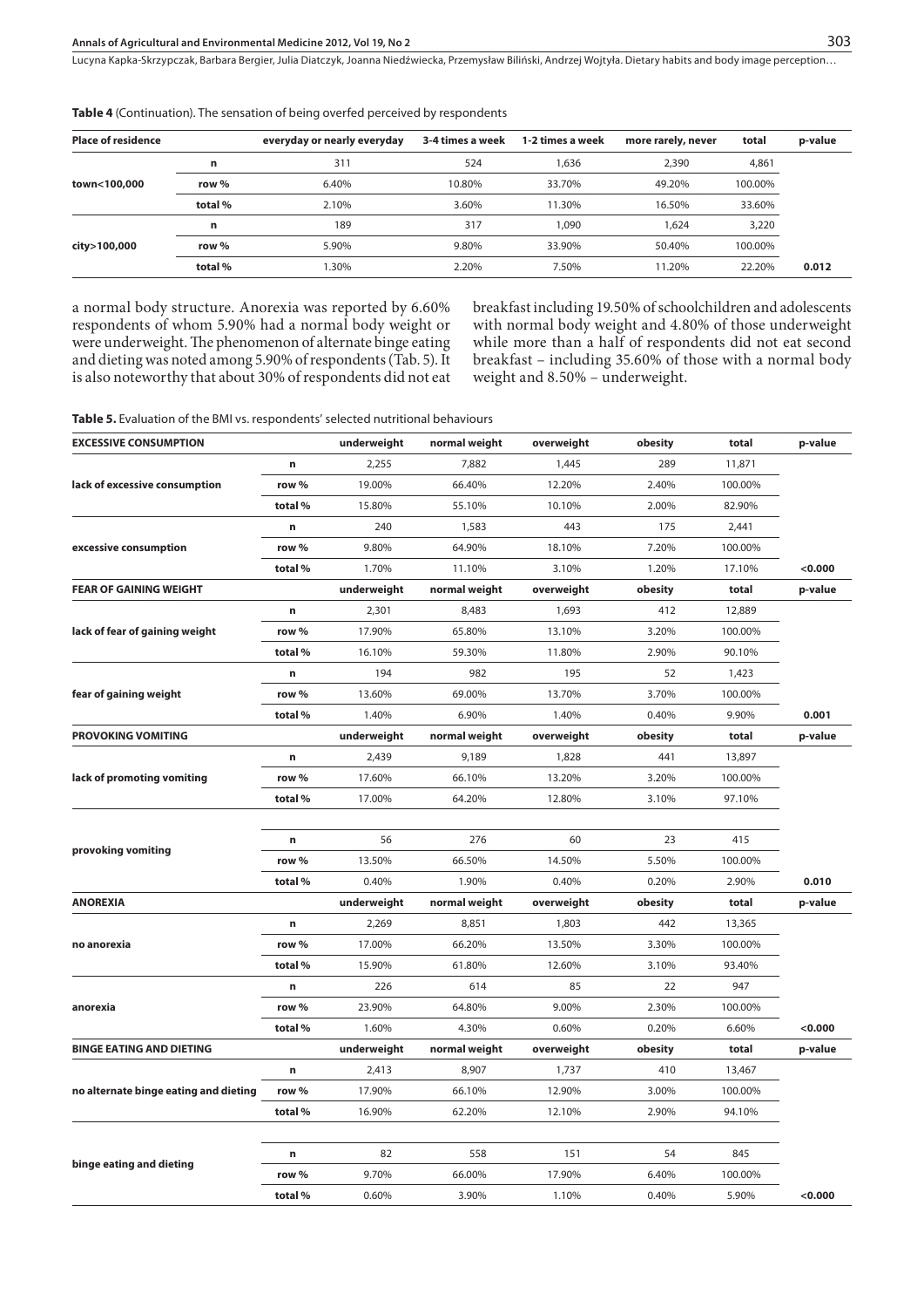**Table 4** (Continuation). The sensation of being overfed perceived by respondents

| Place of residence | | everyday or nearly everyday | 3-4 times a week | 1-2 times a week | more rarely, never | total | p-value |
|---|---|---|---|---|---|---|---|
| town<100,000 | n | 311 | 524 | 1,636 | 2,390 | 4,861 | |
| | row % | 6.40% | 10.80% | 33.70% | 49.20% | 100.00% | |
| | total % | 2.10% | 3.60% | 11.30% | 16.50% | 33.60% | |
| city>100,000 | n | 189 | 317 | 1,090 | 1,624 | 3,220 | |
| | row % | 5.90% | 9.80% | 33.90% | 50.40% | 100.00% | |
| | total % | 1.30% | 2.20% | 7.50% | 11.20% | 22.20% | 0.012 |

a normal body structure. Anorexia was reported by 6.60% respondents of whom 5.90% had a normal body weight or were underweight. The phenomenon of alternate binge eating and dieting was noted among 5.90% of respondents (Tab. 5). It is also noteworthy that about 30% of respondents did not eat breakfast including 19.50% of schoolchildren and adolescents with normal body weight and 4.80% of those underweight while more than a half of respondents did not eat second breakfast – including 35.60% of those with a normal body weight and 8.50% – underweight.

**Table 5.** Evaluation of the BMI vs. respondents' selected nutritional behaviours

| EXCESSIVE CONSUMPTION | | underweight | normal weight | overweight | obesity | total | p-value |
|---|---|---|---|---|---|---|---|
| lack of excessive consumption | n | 2,255 | 7,882 | 1,445 | 289 | 11,871 | |
| | row % | 19.00% | 66.40% | 12.20% | 2.40% | 100.00% | |
| | total % | 15.80% | 55.10% | 10.10% | 2.00% | 82.90% | |
| excessive consumption | n | 240 | 1,583 | 443 | 175 | 2,441 | |
| | row % | 9.80% | 64.90% | 18.10% | 7.20% | 100.00% | |
| | total % | 1.70% | 11.10% | 3.10% | 1.20% | 17.10% | <0.000 |
| **FEAR OF GAINING WEIGHT** | | **underweight** | **normal weight** | **overweight** | **obesity** | **total** | **p-value** |
| lack of fear of gaining weight | n | 2,301 | 8,483 | 1,693 | 412 | 12,889 | |
| | row % | 17.90% | 65.80% | 13.10% | 3.20% | 100.00% | |
| | total % | 16.10% | 59.30% | 11.80% | 2.90% | 90.10% | |
| fear of gaining weight | n | 194 | 982 | 195 | 52 | 1,423 | |
| | row % | 13.60% | 69.00% | 13.70% | 3.70% | 100.00% | |
| | total % | 1.40% | 6.90% | 1.40% | 0.40% | 9.90% | 0.001 |
| **PROVOKING VOMITING** | | **underweight** | **normal weight** | **overweight** | **obesity** | **total** | **p-value** |
| lack of promoting vomiting | n | 2,439 | 9,189 | 1,828 | 441 | 13,897 | |
| | row % | 17.60% | 66.10% | 13.20% | 3.20% | 100.00% | |
| | total % | 17.00% | 64.20% | 12.80% | 3.10% | 97.10% | |
| provoking vomiting | n | 56 | 276 | 60 | 23 | 415 | |
| | row % | 13.50% | 66.50% | 14.50% | 5.50% | 100.00% | |
| | total % | 0.40% | 1.90% | 0.40% | 0.20% | 2.90% | 0.010 |
| **ANOREXIA** | | **underweight** | **normal weight** | **overweight** | **obesity** | **total** | **p-value** |
| no anorexia | n | 2,269 | 8,851 | 1,803 | 442 | 13,365 | |
| | row % | 17.00% | 66.20% | 13.50% | 3.30% | 100.00% | |
| | total % | 15.90% | 61.80% | 12.60% | 3.10% | 93.40% | |
| anorexia | n | 226 | 614 | 85 | 22 | 947 | |
| | row % | 23.90% | 64.80% | 9.00% | 2.30% | 100.00% | |
| | total % | 1.60% | 4.30% | 0.60% | 0.20% | 6.60% | <0.000 |
| **BINGE EATING AND DIETING** | | **underweight** | **normal weight** | **overweight** | **obesity** | **total** | **p-value** |
| no alternate binge eating and dieting | n | 2,413 | 8,907 | 1,737 | 410 | 13,467 | |
| | row % | 17.90% | 66.10% | 12.90% | 3.00% | 100.00% | |
| | total % | 16.90% | 62.20% | 12.10% | 2.90% | 94.10% | |
| binge eating and dieting | n | 82 | 558 | 151 | 54 | 845 | |
| | row % | 9.70% | 66.00% | 17.90% | 6.40% | 100.00% | |
| | total % | 0.60% | 3.90% | 1.10% | 0.40% | 5.90% | <0.000 |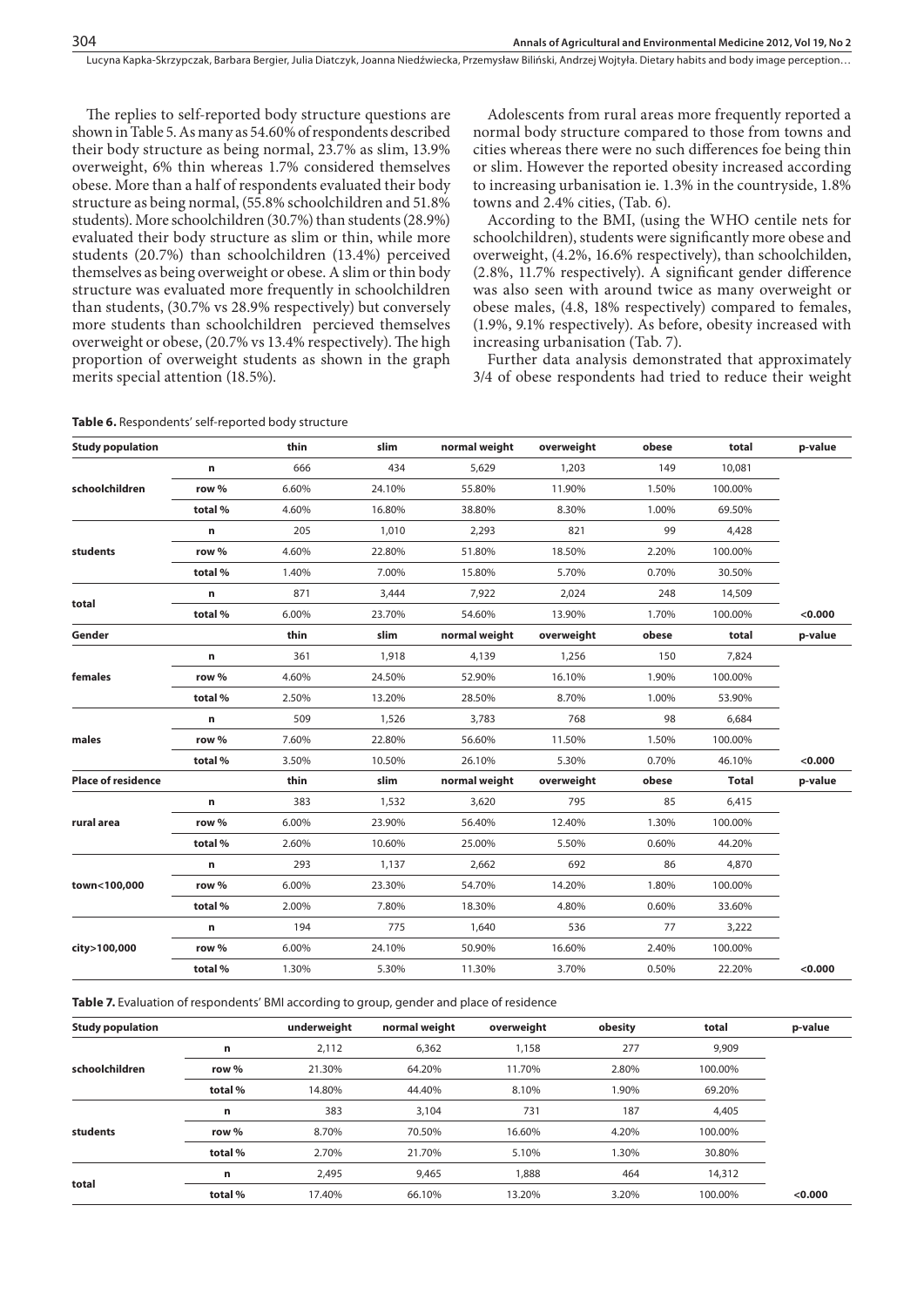The replies to self-reported body structure questions are shown in Table 5. As many as 54.60% of respondents described their body structure as being normal, 23.7% as slim, 13.9% overweight, 6% thin whereas 1.7% considered themselves obese. More than a half of respondents evaluated their body structure as being normal, (55.8% schoolchildren and 51.8% students). More schoolchildren (30.7%) than students (28.9%) evaluated their body structure as slim or thin, while more students (20.7%) than schoolchildren (13.4%) perceived themselves as being overweight or obese. A slim or thin body structure was evaluated more frequently in schoolchildren than students, (30.7% vs 28.9% respectively) but conversely more students than schoolchildren percieved themselves overweight or obese, (20.7% vs 13.4% respectively). The high proportion of overweight students as shown in the graph merits special attention (18.5%).

Adolescents from rural areas more frequently reported a normal body structure compared to those from towns and cities whereas there were no such differences foe being thin or slim. However the reported obesity increased according to increasing urbanisation ie. 1.3% in the countryside, 1.8% towns and 2.4% cities, (Tab. 6).

According to the BMI, (using the WHO centile nets for schoolchildren), students were significantly more obese and overweight, (4.2%, 16.6% respectively), than schoolchilden, (2.8%, 11.7% respectively). A significant gender difference was also seen with around twice as many overweight or obese males, (4.8, 18% respectively) compared to females, (1.9%, 9.1% respectively). As before, obesity increased with increasing urbanisation (Tab. 7).

Further data analysis demonstrated that approximately 3/4 of obese respondents had tried to reduce their weight

**Table 6.** Respondents' self-reported body structure

| Study population | | thin | slim | normal weight | overweight | obese | total | p-value |
|---|---|---|---|---|---|---|---|---|
| schoolchildren | n | 666 | 434 | 5,629 | 1,203 | 149 | 10,081 | |
| | row % | 6.60% | 24.10% | 55.80% | 11.90% | 1.50% | 100.00% | |
| | total % | 4.60% | 16.80% | 38.80% | 8.30% | 1.00% | 69.50% | |
| students | n | 205 | 1,010 | 2,293 | 821 | 99 | 4,428 | |
| | row % | 4.60% | 22.80% | 51.80% | 18.50% | 2.20% | 100.00% | |
| | total % | 1.40% | 7.00% | 15.80% | 5.70% | 0.70% | 30.50% | |
| total | n | 871 | 3,444 | 7,922 | 2,024 | 248 | 14,509 | |
| | total % | 6.00% | 23.70% | 54.60% | 13.90% | 1.70% | 100.00% | **<0.000** |
| **Gender** | | **thin** | **slim** | **normal weight** | **overweight** | **obese** | **total** | **p-value** |
| females | n | 361 | 1,918 | 4,139 | 1,256 | 150 | 7,824 | |
| | row % | 4.60% | 24.50% | 52.90% | 16.10% | 1.90% | 100.00% | |
| | total % | 2.50% | 13.20% | 28.50% | 8.70% | 1.00% | 53.90% | |
| males | n | 509 | 1,526 | 3,783 | 768 | 98 | 6,684 | |
| | row % | 7.60% | 22.80% | 56.60% | 11.50% | 1.50% | 100.00% | |
| | total % | 3.50% | 10.50% | 26.10% | 5.30% | 0.70% | 46.10% | **<0.000** |
| **Place of residence** | | **thin** | **slim** | **normal weight** | **overweight** | **obese** | **Total** | **p-value** |
| rural area | n | 383 | 1,532 | 3,620 | 795 | 85 | 6,415 | |
| | row % | 6.00% | 23.90% | 56.40% | 12.40% | 1.30% | 100.00% | |
| | total % | 2.60% | 10.60% | 25.00% | 5.50% | 0.60% | 44.20% | |
| town<100,000 | n | 293 | 1,137 | 2,662 | 692 | 86 | 4,870 | |
| | row % | 6.00% | 23.30% | 54.70% | 14.20% | 1.80% | 100.00% | |
| | total % | 2.00% | 7.80% | 18.30% | 4.80% | 0.60% | 33.60% | |
| city>100,000 | n | 194 | 775 | 1,640 | 536 | 77 | 3,222 | |
| | row % | 6.00% | 24.10% | 50.90% | 16.60% | 2.40% | 100.00% | |
| | total % | 1.30% | 5.30% | 11.30% | 3.70% | 0.50% | 22.20% | **<0.000** |

**Table 7.** Evaluation of respondents' BMI according to group, gender and place of residence

| Study population | | underweight | normal weight | overweight | obesity | total | p-value |
|---|---|---|---|---|---|---|---|
| schoolchildren | n | 2,112 | 6,362 | 1,158 | 277 | 9,909 | |
| | row % | 21.30% | 64.20% | 11.70% | 2.80% | 100.00% | |
| | total % | 14.80% | 44.40% | 8.10% | 1.90% | 69.20% | |
| students | n | 383 | 3,104 | 731 | 187 | 4,405 | |
| | row % | 8.70% | 70.50% | 16.60% | 4.20% | 100.00% | |
| | total % | 2.70% | 21.70% | 5.10% | 1.30% | 30.80% | |
| total | n | 2,495 | 9,465 | 1,888 | 464 | 14,312 | |
| | total % | 17.40% | 66.10% | 13.20% | 3.20% | 100.00% | **<0.000** |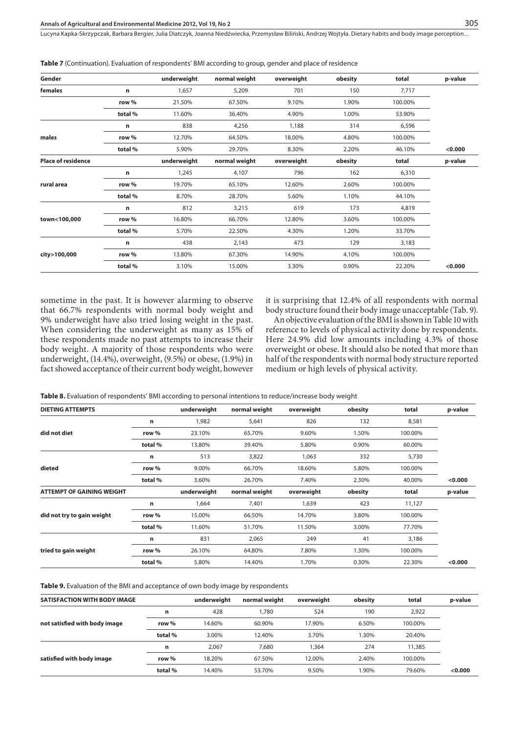**Table 7** (Continuation). Evaluation of respondents' BMI according to group, gender and place of residence

| Gender | | underweight | normal weight | overweight | obesity | total | p-value |
|---|---|---|---|---|---|---|---|
| females | n | 1,657 | 5,209 | 701 | 150 | 7,717 | |
| | row % | 21.50% | 67.50% | 9.10% | 1.90% | 100.00% | |
| | total % | 11.60% | 36.40% | 4.90% | 1.00% | 53.90% | |
| males | n | 838 | 4,256 | 1,188 | 314 | 6,596 | |
| | row % | 12.70% | 64.50% | 18.00% | 4.80% | 100.00% | |
| | total % | 5.90% | 29.70% | 8.30% | 2.20% | 46.10% | <0.000 |
| **Place of residence** | | **underweight** | **normal weight** | **overweight** | **obesity** | **total** | **p-value** |
| rural area | n | 1,245 | 4,107 | 796 | 162 | 6,310 | |
| | row % | 19.70% | 65.10% | 12.60% | 2.60% | 100.00% | |
| | total % | 8.70% | 28.70% | 5.60% | 1.10% | 44.10% | |
| town<100,000 | n | 812 | 3,215 | 619 | 173 | 4,819 | |
| | row % | 16.80% | 66.70% | 12.80% | 3.60% | 100.00% | |
| | total % | 5.70% | 22.50% | 4.30% | 1.20% | 33.70% | |
| city>100,000 | n | 438 | 2,143 | 473 | 129 | 3,183 | |
| | row % | 13.80% | 67.30% | 14.90% | 4.10% | 100.00% | |
| | total % | 3.10% | 15.00% | 3.30% | 0.90% | 22.20% | <0.000 |

sometime in the past. It is however alarming to observe that 66.7% respondents with normal body weight and 9% underweight have also tried losing weight in the past. When considering the underweight as many as 15% of these respondents made no past attempts to increase their body weight. A majority of those respondents who were underweight, (14.4%), overweight, (9.5%) or obese, (1.9%) in fact showed acceptance of their current body weight, however it is surprising that 12.4% of all respondents with normal body structure found their body image unacceptable (Tab. 9).

An objective evaluation of the BMI is shown in Table 10 with reference to levels of physical activity done by respondents. Here 24.9% did low amounts including 4.3% of those overweight or obese. It should also be noted that more than half of the respondents with normal body structure reported medium or high levels of physical activity.

**Table 8.** Evaluation of respondents' BMI according to personal intentions to reduce/increase body weight

| DIETING ATTEMPTS | | underweight | normal weight | overweight | obesity | total | p-value |
|---|---|---|---|---|---|---|---|
| did not diet | n | 1,982 | 5,641 | 826 | 132 | 8,581 | |
| | row % | 23.10% | 65.70% | 9.60% | 1.50% | 100.00% | |
| | total % | 13.80% | 39.40% | 5.80% | 0.90% | 60.00% | |
| dieted | n | 513 | 3,822 | 1,063 | 332 | 5,730 | |
| | row % | 9.00% | 66.70% | 18.60% | 5.80% | 100.00% | |
| | total % | 3.60% | 26.70% | 7.40% | 2.30% | 40.00% | <0.000 |
| **ATTEMPT OF GAINING WEIGHT** | | **underweight** | **normal weight** | **overweight** | **obesity** | **total** | **p-value** |
| did not try to gain weight | n | 1,664 | 7,401 | 1,639 | 423 | 11,127 | |
| | row % | 15.00% | 66.50% | 14.70% | 3.80% | 100.00% | |
| | total % | 11.60% | 51.70% | 11.50% | 3.00% | 77.70% | |
| tried to gain weight | n | 831 | 2,065 | 249 | 41 | 3,186 | |
| | row % | 26.10% | 64.80% | 7.80% | 1.30% | 100.00% | |
| | total % | 5.80% | 14.40% | 1.70% | 0.30% | 22.30% | <0.000 |

**Table 9.** Evaluation of the BMI and acceptance of own body image by respondents

| SATISFACTION WITH BODY IMAGE | | underweight | normal weight | overweight | obesity | total | p-value |
|---|---|---|---|---|---|---|---|
| not satisfied with body image | n | 428 | 1,780 | 524 | 190 | 2,922 | |
| | row % | 14.60% | 60.90% | 17.90% | 6.50% | 100.00% | |
| | total % | 3.00% | 12.40% | 3.70% | 1.30% | 20.40% | |
| satisfied with body image | n | 2,067 | 7,680 | 1,364 | 274 | 11,385 | |
| | row % | 18.20% | 67.50% | 12.00% | 2.40% | 100.00% | |
| | total % | 14.40% | 53.70% | 9.50% | 1.90% | 79.60% | <0.000 |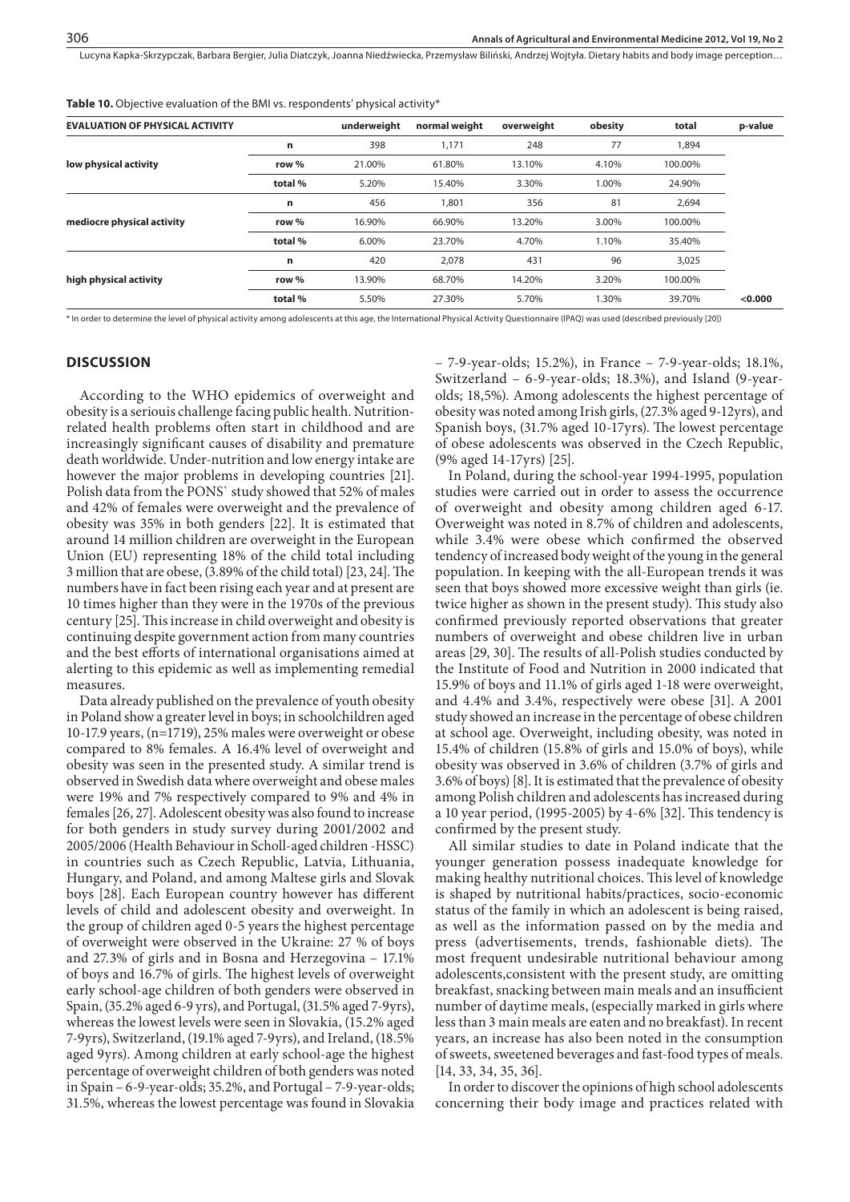**Table 10.** Objective evaluation of the BMI vs. respondents' physical activity*

| EVALUATION OF PHYSICAL ACTIVITY | | underweight | normal weight | overweight | obesity | total | p-value |
|---|---|---|---|---|---|---|---|
| low physical activity | n | 398 | 1,171 | 248 | 77 | 1,894 | |
| | row % | 21.00% | 61.80% | 13.10% | 4.10% | 100.00% | |
| | total % | 5.20% | 15.40% | 3.30% | 1.00% | 24.90% | |
| mediocre physical activity | n | 456 | 1,801 | 356 | 81 | 2,694 | |
| | row % | 16.90% | 66.90% | 13.20% | 3.00% | 100.00% | |
| | total % | 6.00% | 23.70% | 4.70% | 1.10% | 35.40% | |
| high physical activity | n | 420 | 2,078 | 431 | 96 | 3,025 | |
| | row % | 13.90% | 68.70% | 14.20% | 3.20% | 100.00% | |
| | total % | 5.50% | 27.30% | 5.70% | 1.30% | 39.70% | <0.000 |

* In order to determine the level of physical activity among adolescents at this age, the International Physical Activity Questionnaire (IPAQ) was used (described previously [20])

## DISCUSSION

According to the WHO epidemics of overweight and obesity is a seriouis challenge facing public health. Nutrition-related health problems often start in childhood and are increasingly significant causes of disability and premature death worldwide. Under-nutrition and low energy intake are however the major problems in developing countries [21]. Polish data from the PONS` study showed that 52% of males and 42% of females were overweight and the prevalence of obesity was 35% in both genders [22]. It is estimated that around 14 million children are overweight in the European Union (EU) representing 18% of the child total including 3 million that are obese, (3.89% of the child total) [23, 24]. The numbers have in fact been rising each year and at present are 10 times higher than they were in the 1970s of the previous century [25]. This increase in child overweight and obesity is continuing despite government action from many countries and the best efforts of international organisations aimed at alerting to this epidemic as well as implementing remedial measures.

Data already published on the prevalence of youth obesity in Poland show a greater level in boys; in schoolchildren aged 10-17.9 years, (n=1719), 25% males were overweight or obese compared to 8% females. A 16.4% level of overweight and obesity was seen in the presented study. A similar trend is observed in Swedish data where overweight and obese males were 19% and 7% respectively compared to 9% and 4% in females [26, 27]. Adolescent obesity was also found to increase for both genders in study survey during 2001/2002 and 2005/2006 (Health Behaviour in Scholl-aged children -HSSC) in countries such as Czech Republic, Latvia, Lithuania, Hungary, and Poland, and among Maltese girls and Slovak boys [28]. Each European country however has different levels of child and adolescent obesity and overweight. In the group of children aged 0-5 years the highest percentage of overweight were observed in the Ukraine: 27 % of boys and 27.3% of girls and in Bosna and Herzegovina – 17.1% of boys and 16.7% of girls. The highest levels of overweight early school-age children of both genders were observed in Spain, (35.2% aged 6-9 yrs), and Portugal, (31.5% aged 7-9yrs), whereas the lowest levels were seen in Slovakia, (15.2% aged 7-9yrs), Switzerland, (19.1% aged 7-9yrs), and Ireland, (18.5% aged 9yrs). Among children at early school-age the highest percentage of overweight children of both genders was noted in Spain – 6-9-year-olds; 35.2%, and Portugal – 7-9-year-olds; 31.5%, whereas the lowest percentage was found in Slovakia – 7-9-year-olds; 15.2%), in France – 7-9-year-olds; 18.1%, Switzerland – 6-9-year-olds; 18.3%), and Island (9-year-olds; 18,5%). Among adolescents the highest percentage of obesity was noted among Irish girls, (27.3% aged 9-12yrs), and Spanish boys, (31.7% aged 10-17yrs). The lowest percentage of obese adolescents was observed in the Czech Republic, (9% aged 14-17yrs) [25].

In Poland, during the school-year 1994-1995, population studies were carried out in order to assess the occurrence of overweight and obesity among children aged 6-17. Overweight was noted in 8.7% of children and adolescents, while 3.4% were obese which confirmed the observed tendency of increased body weight of the young in the general population. In keeping with the all-European trends it was seen that boys showed more excessive weight than girls (ie. twice higher as shown in the present study). This study also confirmed previously reported observations that greater numbers of overweight and obese children live in urban areas [29, 30]. The results of all-Polish studies conducted by the Institute of Food and Nutrition in 2000 indicated that 15.9% of boys and 11.1% of girls aged 1-18 were overweight, and 4.4% and 3.4%, respectively were obese [31]. A 2001 study showed an increase in the percentage of obese children at school age. Overweight, including obesity, was noted in 15.4% of children (15.8% of girls and 15.0% of boys), while obesity was observed in 3.6% of children (3.7% of girls and 3.6% of boys) [8]. It is estimated that the prevalence of obesity among Polish children and adolescents has increased during a 10 year period, (1995-2005) by 4-6% [32]. This tendency is confirmed by the present study.

All similar studies to date in Poland indicate that the younger generation possess inadequate knowledge for making healthy nutritional choices. This level of knowledge is shaped by nutritional habits/practices, socio-economic status of the family in which an adolescent is being raised, as well as the information passed on by the media and press (advertisements, trends, fashionable diets). The most frequent undesirable nutritional behaviour among adolescents,consistent with the present study, are omitting breakfast, snacking between main meals and an insufficient number of daytime meals, (especially marked in girls where less than 3 main meals are eaten and no breakfast). In recent years, an increase has also been noted in the consumption of sweets, sweetened beverages and fast-food types of meals. [14, 33, 34, 35, 36].

In order to discover the opinions of high school adolescents concerning their body image and practices related with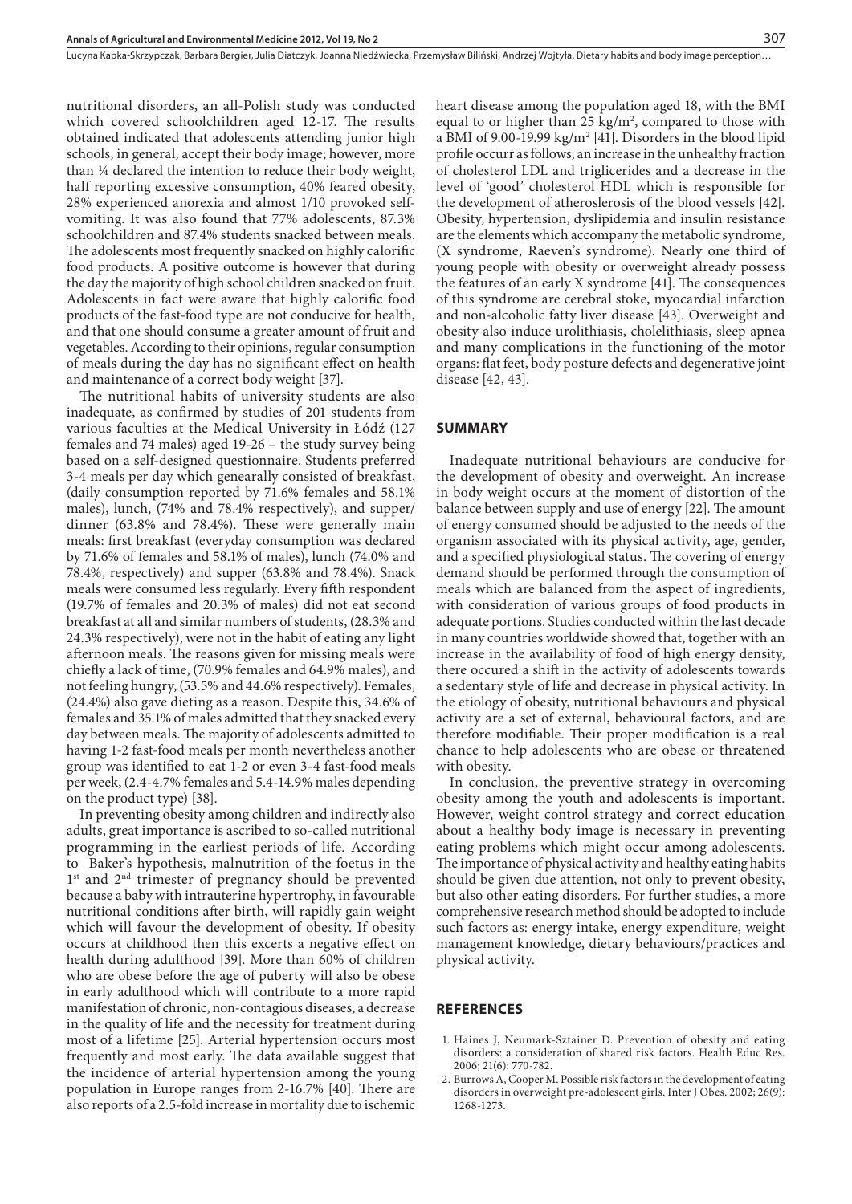nutritional disorders, an all-Polish study was conducted which covered schoolchildren aged 12-17. The results obtained indicated that adolescents attending junior high schools, in general, accept their body image; however, more than ¼ declared the intention to reduce their body weight, half reporting excessive consumption, 40% feared obesity, 28% experienced anorexia and almost 1/10 provoked self-vomiting. It was also found that 77% adolescents, 87.3% schoolchildren and 87.4% students snacked between meals. The adolescents most frequently snacked on highly calorific food products. A positive outcome is however that during the day the majority of high school children snacked on fruit. Adolescents in fact were aware that highly calorific food products of the fast-food type are not conducive for health, and that one should consume a greater amount of fruit and vegetables. According to their opinions, regular consumption of meals during the day has no significant effect on health and maintenance of a correct body weight [37].

The nutritional habits of university students are also inadequate, as confirmed by studies of 201 students from various faculties at the Medical University in Łódź (127 females and 74 males) aged 19-26 – the study survey being based on a self-designed questionnaire. Students preferred 3-4 meals per day which genearally consisted of breakfast, (daily consumption reported by 71.6% females and 58.1% males), lunch, (74% and 78.4% respectively), and supper/dinner (63.8% and 78.4%). These were generally main meals: first breakfast (everyday consumption was declared by 71.6% of females and 58.1% of males), lunch (74.0% and 78.4%, respectively) and supper (63.8% and 78.4%). Snack meals were consumed less regularly. Every fifth respondent (19.7% of females and 20.3% of males) did not eat second breakfast at all and similar numbers of students, (28.3% and 24.3% respectively), were not in the habit of eating any light afternoon meals. The reasons given for missing meals were chiefly a lack of time, (70.9% females and 64.9% males), and not feeling hungry, (53.5% and 44.6% respectively). Females, (24.4%) also gave dieting as a reason. Despite this, 34.6% of females and 35.1% of males admitted that they snacked every day between meals. The majority of adolescents admitted to having 1-2 fast-food meals per month nevertheless another group was identified to eat 1-2 or even 3-4 fast-food meals per week, (2.4-4.7% females and 5.4-14.9% males depending on the product type) [38].

In preventing obesity among children and indirectly also adults, great importance is ascribed to so-called nutritional programming in the earliest periods of life. According to Baker's hypothesis, malnutrition of the foetus in the 1st and 2nd trimester of pregnancy should be prevented because a baby with intrauterine hypertrophy, in favourable nutritional conditions after birth, will rapidly gain weight which will favour the development of obesity. If obesity occurs at childhood then this excerts a negative effect on health during adulthood [39]. More than 60% of children who are obese before the age of puberty will also be obese in early adulthood which will contribute to a more rapid manifestation of chronic, non-contagious diseases, a decrease in the quality of life and the necessity for treatment during most of a lifetime [25]. Arterial hypertension occurs most frequently and most early. The data available suggest that the incidence of arterial hypertension among the young population in Europe ranges from 2-16.7% [40]. There are also reports of a 2.5-fold increase in mortality due to ischemic heart disease among the population aged 18, with the BMI equal to or higher than 25 kg/m$^2$, compared to those with a BMI of 9.00-19.99 kg/m$^2$ [41]. Disorders in the blood lipid profile occurr as follows; an increase in the unhealthy fraction of cholesterol LDL and triglicerides and a decrease in the level of 'good' cholesterol HDL which is responsible for the development of atherosleros is of the blood vessels [42]. Obesity, hypertension, dyslipidemia and insulin resistance are the elements which accompany the metabolic syndrome, (X syndrome, Raeven's syndrome). Nearly one third of young people with obesity or overweight already possess the features of an early X syndrome [41]. The consequences of this syndrome are cerebral stoke, myocardial infarction and non-alcoholic fatty liver disease [43]. Overweight and obesity also induce urolithiasis, cholelithiasis, sleep apnea and many complications in the functioning of the motor organs: flat feet, body posture defects and degenerative joint disease [42, 43].

## SUMMARY

Inadequate nutritional behaviours are conducive for the development of obesity and overweight. An increase in body weight occurs at the moment of distortion of the balance between supply and use of energy [22]. The amount of energy consumed should be adjusted to the needs of the organism associated with its physical activity, age, gender, and a specified physiological status. The covering of energy demand should be performed through the consumption of meals which are balanced from the aspect of ingredients, with consideration of various groups of food products in adequate portions. Studies conducted within the last decade in many countries worldwide showed that, together with an increase in the availability of food of high energy density, there occured a shift in the activity of adolescents towards a sedentary style of life and decrease in physical activity. In the etiology of obesity, nutritional behaviours and physical activity are a set of external, behavioural factors, and are therefore modifiable. Their proper modification is a real chance to help adolescents who are obese or threatened with obesity.

In conclusion, the preventive strategy in overcoming obesity among the youth and adolescents is important. However, weight control strategy and correct education about a healthy body image is necessary in preventing eating problems which might occur among adolescents. The importance of physical activity and healthy eating habits should be given due attention, not only to prevent obesity, but also other eating disorders. For further studies, a more comprehensive research method should be adopted to include such factors as: energy intake, energy expenditure, weight management knowledge, dietary behaviours/practices and physical activity.

## REFERENCES

1. Haines J, Neumark-Sztainer D. Prevention of obesity and eating disorders: a consideration of shared risk factors. Health Educ Res. 2006; 21(6): 770-782.
2. Burrows A, Cooper M. Possible risk factors in the development of eating disorders in overweight pre-adolescent girls. Inter J Obes. 2002; 26(9): 1268-1273.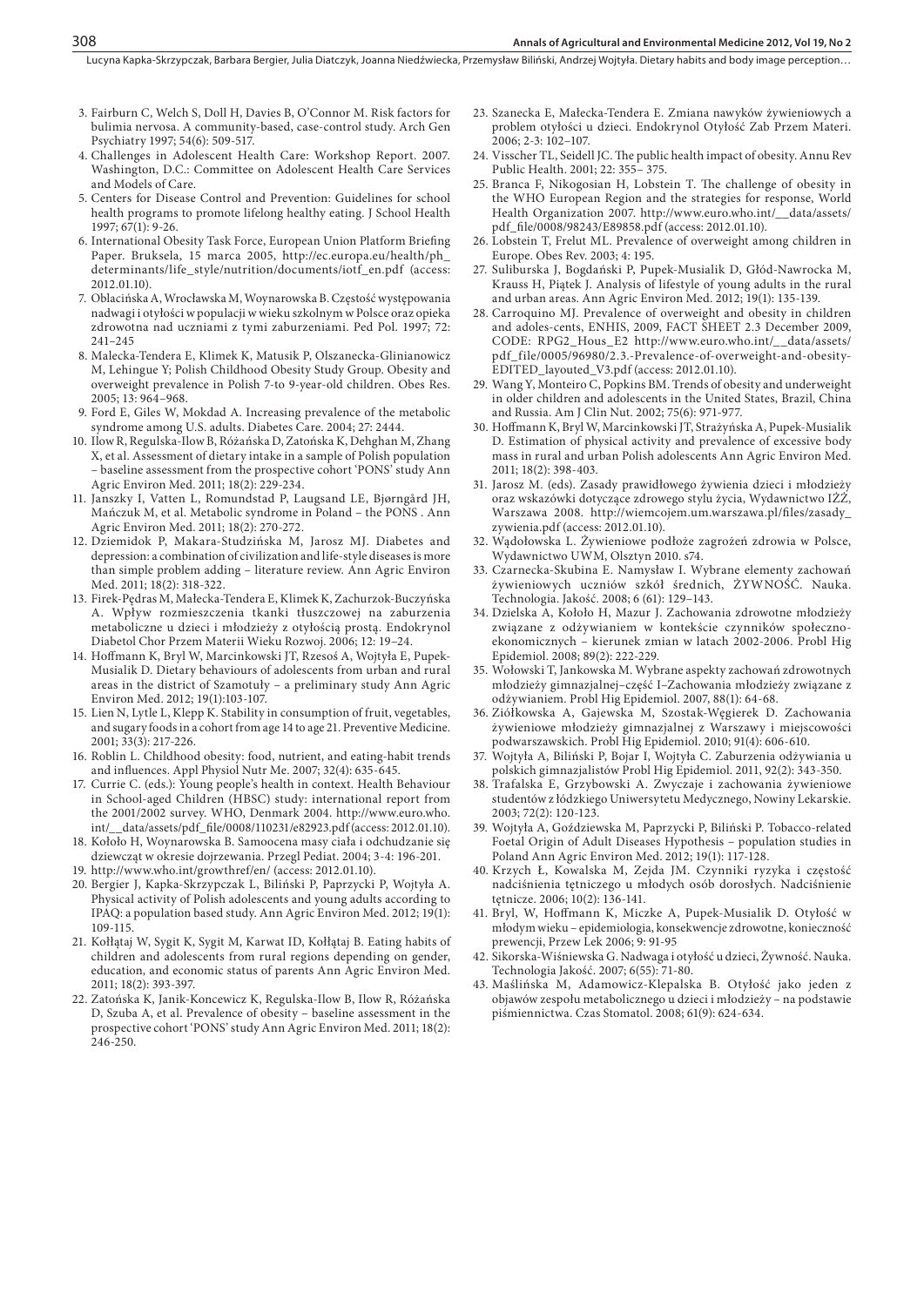3. Fairburn C, Welch S, Doll H, Davies B, O'Connor M. Risk factors for bulimia nervosa. A community-based, case-control study. Arch Gen Psychiatry 1997; 54(6): 509-517.
4. Challenges in Adolescent Health Care: Workshop Report. 2007. Washington, D.C.: Committee on Adolescent Health Care Services and Models of Care.
5. Centers for Disease Control and Prevention: Guidelines for school health programs to promote lifelong healthy eating. J School Health 1997; 67(1): 9-26.
6. International Obesity Task Force, European Union Platform Briefing Paper. Bruksela, 15 marca 2005, http://ec.europa.eu/health/ph_determinants/life_style/nutrition/documents/iotf_en.pdf (access: 2012.01.10).
7. Oblacińska A, Wrocławska M, Woynarowska B. Częstość występowania nadwagi i otyłości w populacji w wieku szkolnym w Polsce oraz opieka zdrowotna nad uczniami z tymi zaburzeniami. Ped Pol. 1997; 72: 241–245
8. Malecka-Tendera E, Klimek K, Matusik P, Olszanecka-Glinianowicz M, Lehingue Y; Polish Childhood Obesity Study Group. Obesity and overweight prevalence in Polish 7-to 9-year-old children. Obes Res. 2005; 13: 964–968.
9. Ford E, Giles W, Mokdad A. Increasing prevalence of the metabolic syndrome among U.S. adults. Diabetes Care. 2004; 27: 2444.
10. Ilow R, Regulska-Ilow B, Różańska D, Zatońska K, Dehghan M, Zhang X, et al. Assessment of dietary intake in a sample of Polish population – baseline assessment from the prospective cohort 'PONS' study Ann Agric Environ Med. 2011; 18(2): 229-234.
11. Janszky I, Vatten L, Romundstad P, Laugsand LE, Bjørngård JH, Mańczuk M, et al. Metabolic syndrome in Poland – the PONS . Ann Agric Environ Med. 2011; 18(2): 270-272.
12. Dziemidok P, Makara-Studzińska M, Jarosz MJ. Diabetes and depression: a combination of civilization and life-style diseases is more than simple problem adding – literature review. Ann Agric Environ Med. 2011; 18(2): 318-322.
13. Firek-Pędras M, Małecka-Tendera E, Klimek K, Zachurzok-Buczyńska A. Wpływ rozmieszczenia tkanki tłuszczowej na zaburzenia metaboliczne u dzieci i młodzieży z otyłością prostą. Endokrynol Diabetol Chor Przem Materii Wieku Rozwoj. 2006; 12: 19–24.
14. Hoffmann K, Bryl W, Marcinkowski JT, Rzesoś A, Wojtyła E, Pupek-Musialik D. Dietary behaviours of adolescents from urban and rural areas in the district of Szamotuły – a preliminary study Ann Agric Environ Med. 2012; 19(1):103-107.
15. Lien N, Lytle L, Klepp K. Stability in consumption of fruit, vegetables, and sugary foods in a cohort from age 14 to age 21. Preventive Medicine. 2001; 33(3): 217-226.
16. Roblin L. Childhood obesity: food, nutrient, and eating-habit trends and influences. Appl Physiol Nutr Me. 2007; 32(4): 635-645.
17. Currie C. (eds.): Young people's health in context. Health Behaviour in School-aged Children (HBSC) study: international report from the 2001/2002 survey. WHO, Denmark 2004. http://www.euro.who.int/__data/assets/pdf_file/0008/110231/e82923.pdf (access: 2012.01.10).
18. Kołoło H, Woynarowska B. Samoocena masy ciała i odchudzanie się dziewcząt w okresie dojrzewania. Przegl Pediat. 2004; 3-4: 196-201.
19. http://www.who.int/growthref/en/ (access: 2012.01.10).
20. Bergier J, Kapka-Skrzypczak L, Biliński P, Paprzycki P, Wojtyła A. Physical activity of Polish adolescents and young adults according to IPAQ: a population based study. Ann Agric Environ Med. 2012; 19(1): 109-115.
21. Kołłątaj W, Sygit K, Sygit M, Karwat ID, Kołłątaj B. Eating habits of children and adolescents from rural regions depending on gender, education, and economic status of parents Ann Agric Environ Med. 2011; 18(2): 393-397.
22. Zatońska K, Janik-Koncewicz K, Regulska-Ilow B, Ilow R, Różańska D, Szuba A, et al. Prevalence of obesity – baseline assessment in the prospective cohort 'PONS' study Ann Agric Environ Med. 2011; 18(2): 246-250.
23. Szanecka E, Małecka-Tendera E. Zmiana nawyków żywieniowych a problem otyłości u dzieci. Endokrynol Otyłość Zab Przem Materi. 2006; 2-3: 102–107.
24. Visscher TL, Seidell JC. The public health impact of obesity. Annu Rev Public Health. 2001; 22: 355– 375.
25. Branca F, Nikogosian H, Lobstein T. The challenge of obesity in the WHO European Region and the strategies for response, World Health Organization 2007. http://www.euro.who.int/__data/assets/pdf_file/0008/98243/E89858.pdf (access: 2012.01.10).
26. Lobstein T, Frelut ML. Prevalence of overweight among children in Europe. Obes Rev. 2003; 4: 195.
27. Suliburska J, Bogdański P, Pupek-Musialik D, Głód-Nawrocka M, Krauss H, Piątek J. Analysis of lifestyle of young adults in the rural and urban areas. Ann Agric Environ Med. 2012; 19(1): 135-139.
28. Carroquino MJ. Prevalence of overweight and obesity in children and adoles-cents, ENHIS, 2009, FACT SHEET 2.3 December 2009, CODE: RPG2_Hous_E2 http://www.euro.who.int/__data/assets/pdf_file/0005/96980/2.3.-Prevalence-of-overweight-and-obesity-EDITED_layouted_V3.pdf (access: 2012.01.10).
29. Wang Y, Monteiro C, Popkins BM. Trends of obesity and underweight in older children and adolescents in the United States, Brazil, China and Russia. Am J Clin Nut. 2002; 75(6): 971-977.
30. Hoffmann K, Bryl W, Marcinkowski JT, Strażyńska A, Pupek-Musialik D. Estimation of physical activity and prevalence of excessive body mass in rural and urban Polish adolescents Ann Agric Environ Med. 2011; 18(2): 398-403.
31. Jarosz M. (eds). Zasady prawidłowego żywienia dzieci i młodzieży oraz wskazówki dotyczące zdrowego stylu życia, Wydawnictwo IŻŻ, Warszawa 2008. http://wiemcojem.um.warszawa.pl/files/zasady_zywienia.pdf (access: 2012.01.10).
32. Wądołowska L. Żywieniowe podłoże zagrożeń zdrowia w Polsce, Wydawnictwo UWM, Olsztyn 2010. s74.
33. Czarnecka-Skubina E. Namysław I. Wybrane elementy zachowań żywieniowych uczniów szkół średnich, ŻYWNOŚĆ. Nauka. Technologia. Jakość. 2008; 6 (61): 129–143.
34. Dzielska A, Kołoło H, Mazur J. Zachowania zdrowotne młodzieży związane z odżywianiem w kontekście czynników społeczno-ekonomicznych – kierunek zmian w latach 2002-2006. Probl Hig Epidemiol. 2008; 89(2): 222-229.
35. Wołowski T, Jankowska M. Wybrane aspekty zachowań zdrowotnych młodzieży gimnazjalnej–część I–Zachowania młodzieży związane z odżywianiem. Probl Hig Epidemiol. 2007, 88(1): 64-68.
36. Ziółkowska A, Gajewska M, Szostak-Węgierek D. Zachowania żywieniowe młodzieży gimnazjalnej z Warszawy i miejscowości podwarszawskich. Probl Hig Epidemiol. 2010; 91(4): 606-610.
37. Wojtyła A, Biliński P, Bojar I, Wojtyła C. Zaburzenia odżywiania u polskich gimnazjalistów Probl Hig Epidemiol. 2011, 92(2): 343-350.
38. Trafalska E, Grzybowski A. Zwyczaje i zachowania żywieniowe studentów z łódzkiego Uniwersytetu Medycznego, Nowiny Lekarskie. 2003; 72(2): 120-123.
39. Wojtyła A, Goździewska M, Paprzycki P, Biliński P. Tobacco-related Foetal Origin of Adult Diseases Hypothesis – population studies in Poland Ann Agric Environ Med. 2012; 19(1): 117-128.
40. Krzych Ł, Kowalska M, Zejda JM. Czynniki ryzyka i częstość nadciśnienia tętniczego u młodych osób dorosłych. Nadciśnienie tętnicze. 2006; 10(2): 136-141.
41. Bryl, W, Hoffmann K, Miczke A, Pupek-Musialik D. Otyłość w młodym wieku – epidemiologia, konsekwencje zdrowotne, konieczność prewencji, Przew Lek 2006; 9: 91-95
42. Sikorska-Wiśniewska G. Nadwaga i otyłość u dzieci, Żywność. Nauka. Technologia Jakość. 2007; 6(55): 71-80.
43. Maślińska M, Adamowicz-Klepalska B. Otyłość jako jeden z objawów zespołu metabolicznego u dzieci i młodzieży – na podstawie piśmiennictwa. Czas Stomatol. 2008; 61(9): 624-634.